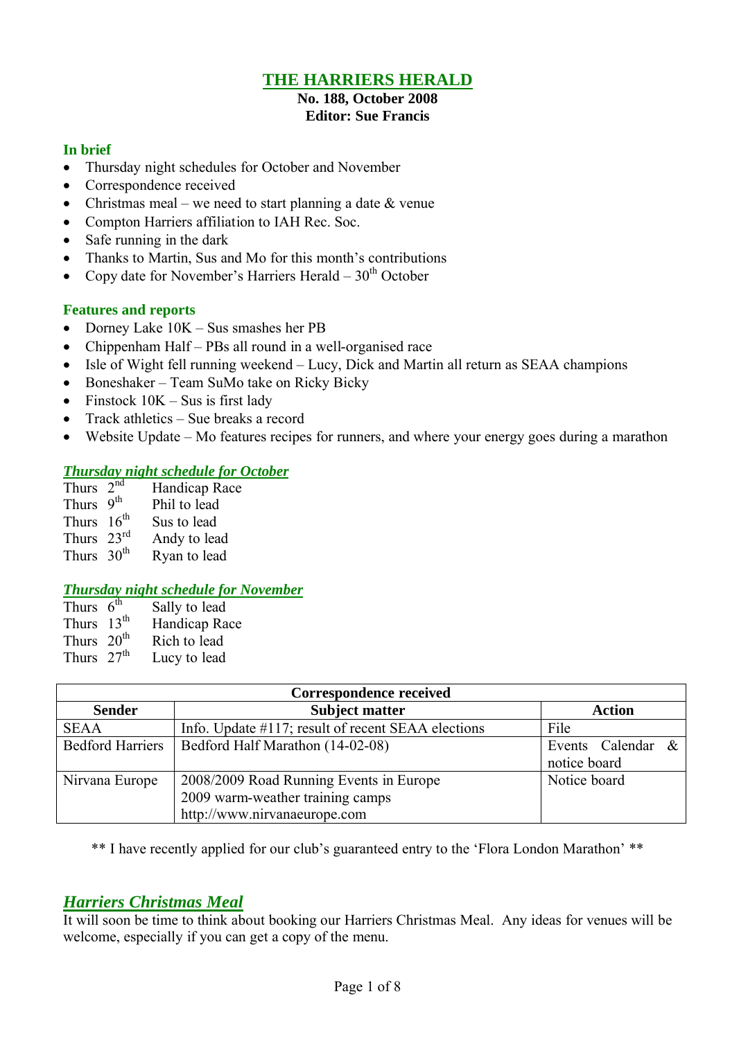# THE HARRIERS HERALD

**No. 188, October 2008**
**Editor: Sue Francis**

### In brief

- Thursday night schedules for October and November
- Correspondence received
- Christmas meal – we need to start planning a date & venue
- Compton Harriers affiliation to IAH Rec. Soc.
- Safe running in the dark
- Thanks to Martin, Sus and Mo for this month's contributions
- Copy date for November's Harriers Herald – 30th October

### Features and reports

- Dorney Lake 10K – Sus smashes her PB
- Chippenham Half – PBs all round in a well-organised race
- Isle of Wight fell running weekend – Lucy, Dick and Martin all return as SEAA champions
- Boneshaker – Team SuMo take on Ricky Bicky
- Finstock 10K – Sus is first lady
- Track athletics – Sue breaks a record
- Website Update – Mo features recipes for runners, and where your energy goes during a marathon

### *Thursday night schedule for October*

Thurs 2nd Handicap Race
Thurs 9th Phil to lead
Thurs 16th Sus to lead
Thurs 23rd Andy to lead
Thurs 30th Ryan to lead

### *Thursday night schedule for November*

Thurs 6th Sally to lead
Thurs 13th Handicap Race
Thurs 20th Rich to lead
Thurs 27th Lucy to lead

| Correspondence received | | |
|---|---|---|
| **Sender** | **Subject matter** | **Action** |
| SEAA | Info. Update #117; result of recent SEAA elections | File |
| Bedford Harriers | Bedford Half Marathon (14-02-08) | Events Calendar & notice board |
| Nirvana Europe | 2008/2009 Road Running Events in Europe<br>2009 warm-weather training camps<br>http://www.nirvanaeurope.com | Notice board |

** I have recently applied for our club's guaranteed entry to the 'Flora London Marathon' **

## *Harriers Christmas Meal*

It will soon be time to think about booking our Harriers Christmas Meal. Any ideas for venues will be welcome, especially if you can get a copy of the menu.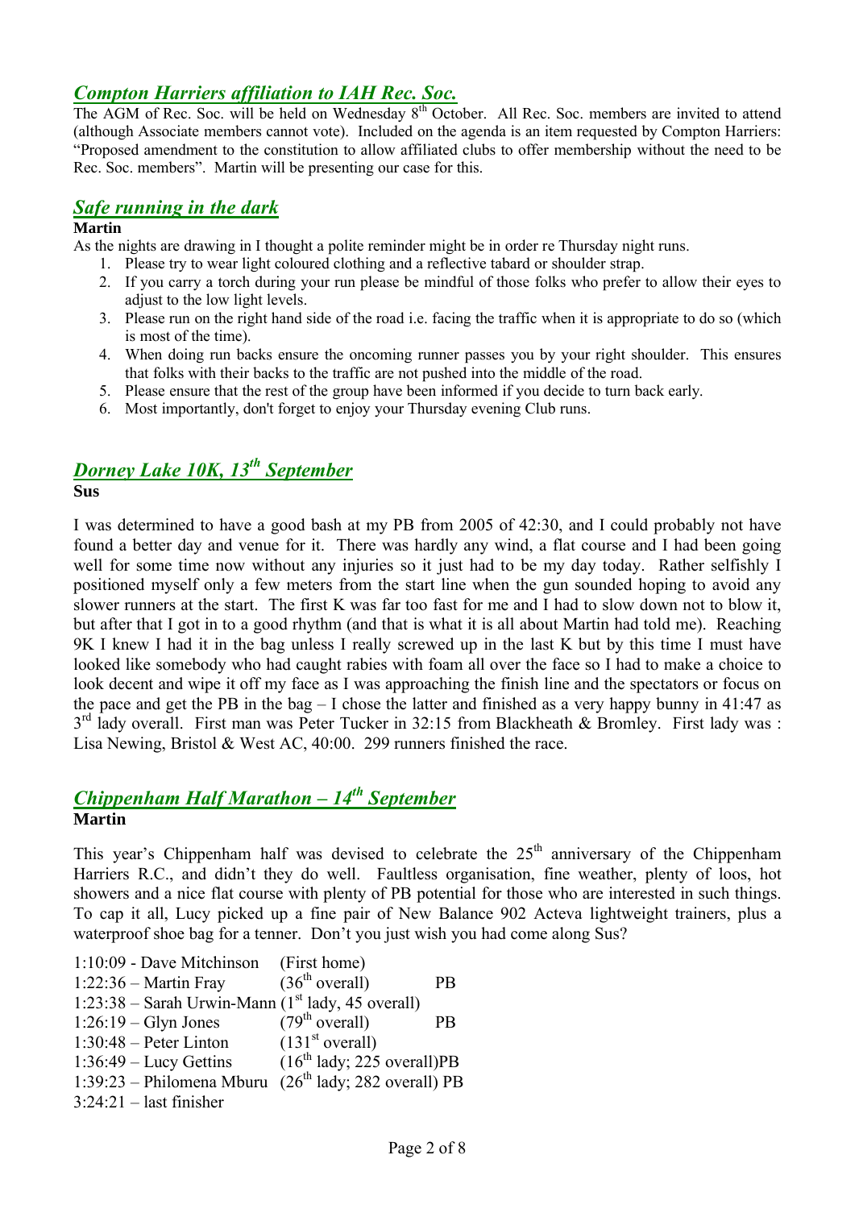## *Compton Harriers affiliation to IAH Rec. Soc.*

The AGM of Rec. Soc. will be held on Wednesday 8th October. All Rec. Soc. members are invited to attend (although Associate members cannot vote). Included on the agenda is an item requested by Compton Harriers: "Proposed amendment to the constitution to allow affiliated clubs to offer membership without the need to be Rec. Soc. members". Martin will be presenting our case for this.

## *Safe running in the dark*

**Martin**

As the nights are drawing in I thought a polite reminder might be in order re Thursday night runs.

1. Please try to wear light coloured clothing and a reflective tabard or shoulder strap.
2. If you carry a torch during your run please be mindful of those folks who prefer to allow their eyes to adjust to the low light levels.
3. Please run on the right hand side of the road i.e. facing the traffic when it is appropriate to do so (which is most of the time).
4. When doing run backs ensure the oncoming runner passes you by your right shoulder. This ensures that folks with their backs to the traffic are not pushed into the middle of the road.
5. Please ensure that the rest of the group have been informed if you decide to turn back early.
6. Most importantly, don't forget to enjoy your Thursday evening Club runs.

## *Dorney Lake 10K, 13th September*

**Sus**

I was determined to have a good bash at my PB from 2005 of 42:30, and I could probably not have found a better day and venue for it. There was hardly any wind, a flat course and I had been going well for some time now without any injuries so it just had to be my day today. Rather selfishly I positioned myself only a few meters from the start line when the gun sounded hoping to avoid any slower runners at the start. The first K was far too fast for me and I had to slow down not to blow it, but after that I got in to a good rhythm (and that is what it is all about Martin had told me). Reaching 9K I knew I had it in the bag unless I really screwed up in the last K but by this time I must have looked like somebody who had caught rabies with foam all over the face so I had to make a choice to look decent and wipe it off my face as I was approaching the finish line and the spectators or focus on the pace and get the PB in the bag – I chose the latter and finished as a very happy bunny in 41:47 as 3rd lady overall. First man was Peter Tucker in 32:15 from Blackheath & Bromley. First lady was : Lisa Newing, Bristol & West AC, 40:00. 299 runners finished the race.

## *Chippenham Half Marathon – 14th September*

**Martin**

This year's Chippenham half was devised to celebrate the 25th anniversary of the Chippenham Harriers R.C., and didn't they do well. Faultless organisation, fine weather, plenty of loos, hot showers and a nice flat course with plenty of PB potential for those who are interested in such things. To cap it all, Lucy picked up a fine pair of New Balance 902 Acteva lightweight trainers, plus a waterproof shoe bag for a tenner. Don't you just wish you had come along Sus?

1:10:09 - Dave Mitchinson (First home)
1:22:36 – Martin Fray (36th overall) PB
1:23:38 – Sarah Urwin-Mann (1st lady, 45 overall)
1:26:19 – Glyn Jones (79th overall) PB
1:30:48 – Peter Linton (131st overall)
1:36:49 – Lucy Gettins (16th lady; 225 overall)PB
1:39:23 – Philomena Mburu (26th lady; 282 overall) PB
3:24:21 – last finisher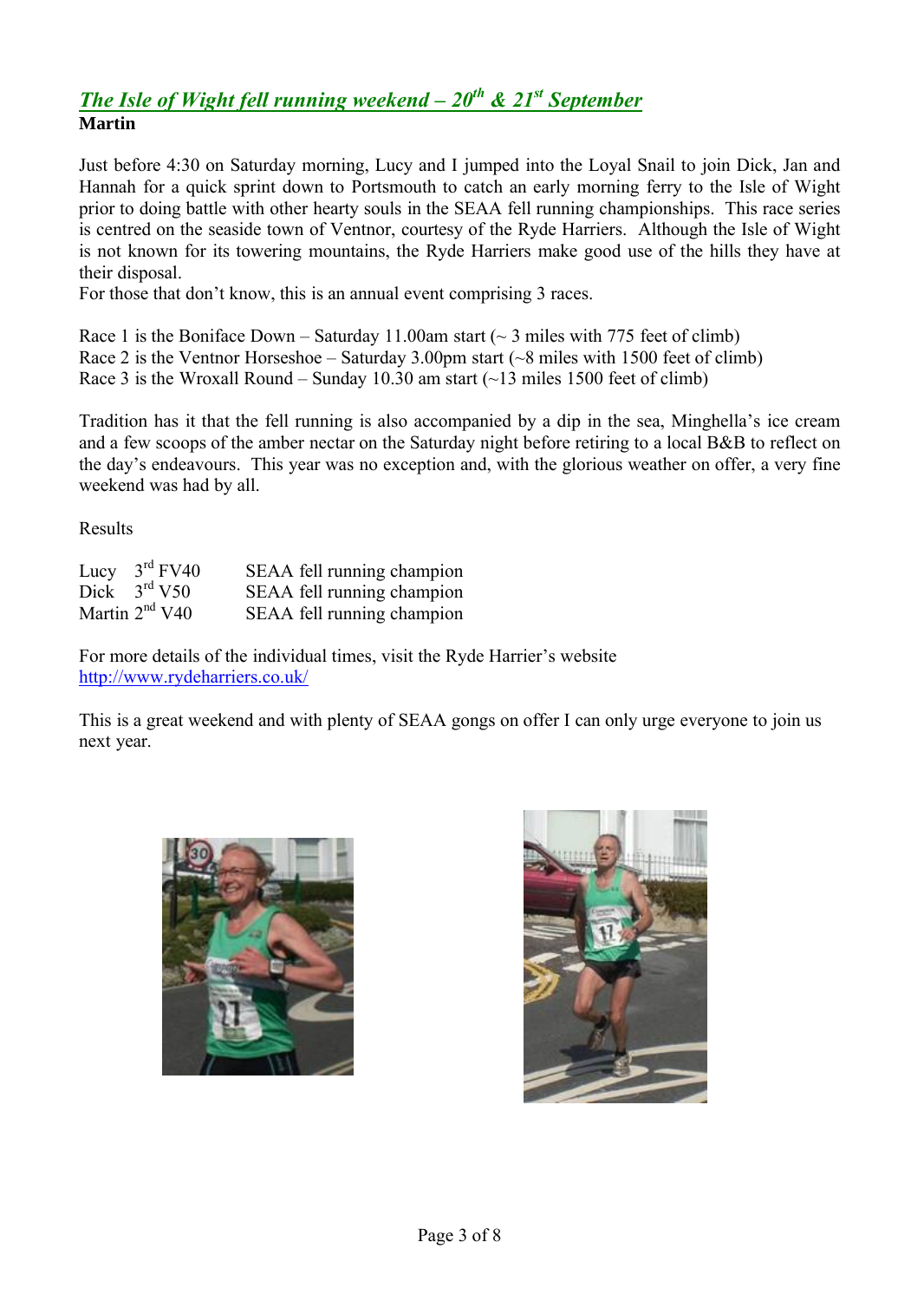## *The Isle of Wight fell running weekend – 20th & 21st September*

**Martin**

Just before 4:30 on Saturday morning, Lucy and I jumped into the Loyal Snail to join Dick, Jan and Hannah for a quick sprint down to Portsmouth to catch an early morning ferry to the Isle of Wight prior to doing battle with other hearty souls in the SEAA fell running championships. This race series is centred on the seaside town of Ventnor, courtesy of the Ryde Harriers. Although the Isle of Wight is not known for its towering mountains, the Ryde Harriers make good use of the hills they have at their disposal.

For those that don't know, this is an annual event comprising 3 races.

Race 1 is the Boniface Down – Saturday 11.00am start (~ 3 miles with 775 feet of climb)
Race 2 is the Ventnor Horseshoe – Saturday 3.00pm start (~8 miles with 1500 feet of climb)
Race 3 is the Wroxall Round – Sunday 10.30 am start (~13 miles 1500 feet of climb)

Tradition has it that the fell running is also accompanied by a dip in the sea, Minghella's ice cream and a few scoops of the amber nectar on the Saturday night before retiring to a local B&B to reflect on the day's endeavours. This year was no exception and, with the glorious weather on offer, a very fine weekend was had by all.

Results

| | | |
|---|---|---|
| Lucy | 3rd FV40 | SEAA fell running champion |
| Dick | 3rd V50 | SEAA fell running champion |
| Martin | 2nd V40 | SEAA fell running champion |

For more details of the individual times, visit the Ryde Harrier's website
http://www.rydeharriers.co.uk/

This is a great weekend and with plenty of SEAA gongs on offer I can only urge everyone to join us next year.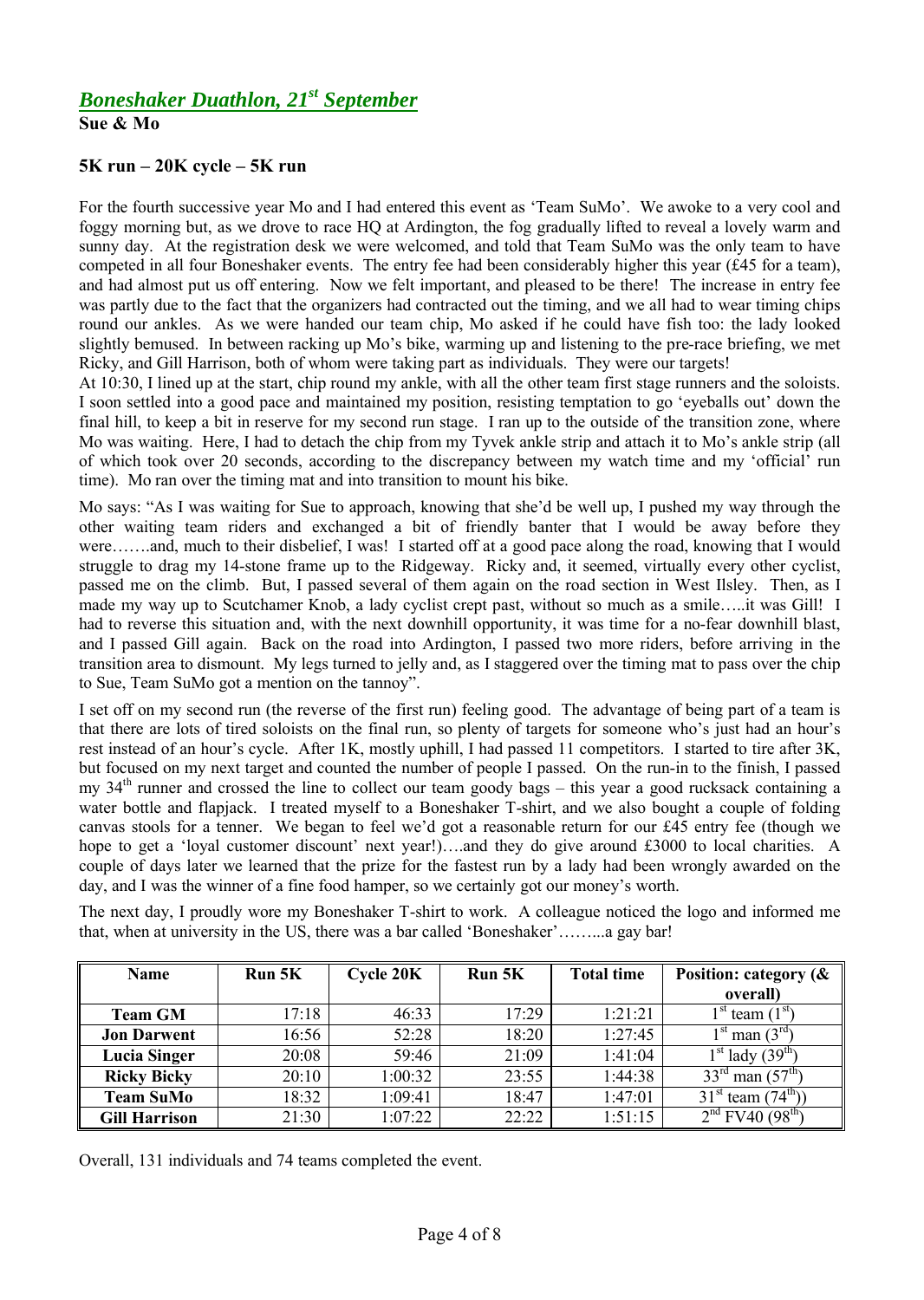## *Boneshaker Duathlon, 21st September*

**Sue & Mo**

### 5K run – 20K cycle – 5K run

For the fourth successive year Mo and I had entered this event as 'Team SuMo'. We awoke to a very cool and foggy morning but, as we drove to race HQ at Ardington, the fog gradually lifted to reveal a lovely warm and sunny day. At the registration desk we were welcomed, and told that Team SuMo was the only team to have competed in all four Boneshaker events. The entry fee had been considerably higher this year (£45 for a team), and had almost put us off entering. Now we felt important, and pleased to be there! The increase in entry fee was partly due to the fact that the organizers had contracted out the timing, and we all had to wear timing chips round our ankles. As we were handed our team chip, Mo asked if he could have fish too: the lady looked slightly bemused. In between racking up Mo's bike, warming up and listening to the pre-race briefing, we met Ricky, and Gill Harrison, both of whom were taking part as individuals. They were our targets!

At 10:30, I lined up at the start, chip round my ankle, with all the other team first stage runners and the soloists. I soon settled into a good pace and maintained my position, resisting temptation to go 'eyeballs out' down the final hill, to keep a bit in reserve for my second run stage. I ran up to the outside of the transition zone, where Mo was waiting. Here, I had to detach the chip from my Tyvek ankle strip and attach it to Mo's ankle strip (all of which took over 20 seconds, according to the discrepancy between my watch time and my 'official' run time). Mo ran over the timing mat and into transition to mount his bike.

Mo says: "As I was waiting for Sue to approach, knowing that she'd be well up, I pushed my way through the other waiting team riders and exchanged a bit of friendly banter that I would be away before they were…….and, much to their disbelief, I was! I started off at a good pace along the road, knowing that I would struggle to drag my 14-stone frame up to the Ridgeway. Ricky and, it seemed, virtually every other cyclist, passed me on the climb. But, I passed several of them again on the road section in West Ilsley. Then, as I made my way up to Scutchamer Knob, a lady cyclist crept past, without so much as a smile…..it was Gill! I had to reverse this situation and, with the next downhill opportunity, it was time for a no-fear downhill blast, and I passed Gill again. Back on the road into Ardington, I passed two more riders, before arriving in the transition area to dismount. My legs turned to jelly and, as I staggered over the timing mat to pass over the chip to Sue, Team SuMo got a mention on the tannoy".

I set off on my second run (the reverse of the first run) feeling good. The advantage of being part of a team is that there are lots of tired soloists on the final run, so plenty of targets for someone who's just had an hour's rest instead of an hour's cycle. After 1K, mostly uphill, I had passed 11 competitors. I started to tire after 3K, but focused on my next target and counted the number of people I passed. On the run-in to the finish, I passed my 34th runner and crossed the line to collect our team goody bags – this year a good rucksack containing a water bottle and flapjack. I treated myself to a Boneshaker T-shirt, and we also bought a couple of folding canvas stools for a tenner. We began to feel we'd got a reasonable return for our £45 entry fee (though we hope to get a 'loyal customer discount' next year!)….and they do give around £3000 to local charities. A couple of days later we learned that the prize for the fastest run by a lady had been wrongly awarded on the day, and I was the winner of a fine food hamper, so we certainly got our money's worth.

The next day, I proudly wore my Boneshaker T-shirt to work. A colleague noticed the logo and informed me that, when at university in the US, there was a bar called 'Boneshaker'……...a gay bar!

| Name | Run 5K | Cycle 20K | Run 5K | Total time | Position: category (& overall) |
|---|---|---|---|---|---|
| **Team GM** | 17:18 | 46:33 | 17:29 | 1:21:21 | 1st team (1st) |
| **Jon Darwent** | 16:56 | 52:28 | 18:20 | 1:27:45 | 1st man (3rd) |
| **Lucia Singer** | 20:08 | 59:46 | 21:09 | 1:41:04 | 1st lady (39th) |
| **Ricky Bicky** | 20:10 | 1:00:32 | 23:55 | 1:44:38 | 33rd man (57th) |
| **Team SuMo** | 18:32 | 1:09:41 | 18:47 | 1:47:01 | 31st team (74th)) |
| **Gill Harrison** | 21:30 | 1:07:22 | 22:22 | 1:51:15 | 2nd FV40 (98th) |

Overall, 131 individuals and 74 teams completed the event.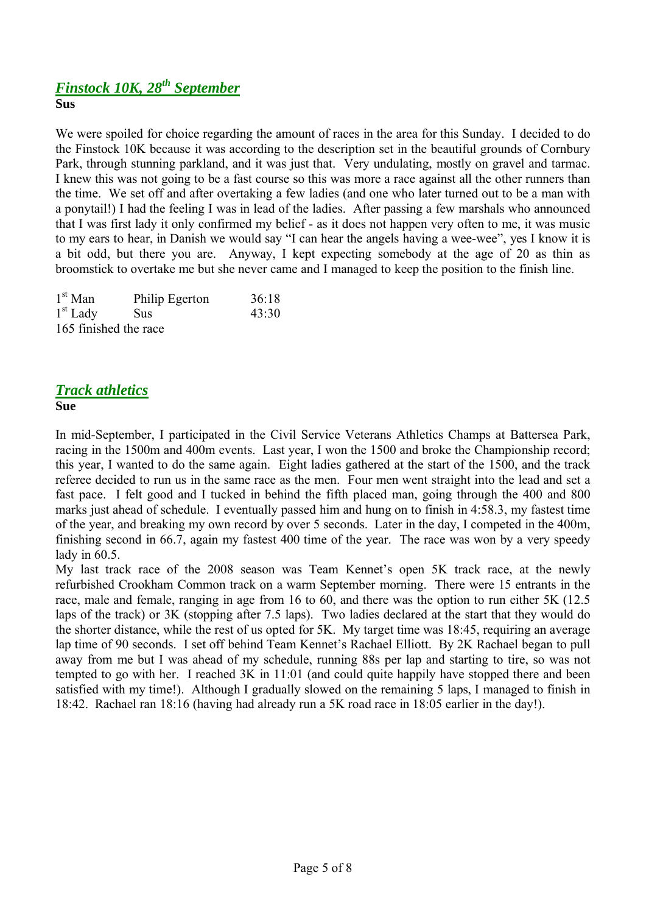## *Finstock 10K, 28th September*

**Sus**

We were spoiled for choice regarding the amount of races in the area for this Sunday. I decided to do the Finstock 10K because it was according to the description set in the beautiful grounds of Cornbury Park, through stunning parkland, and it was just that. Very undulating, mostly on gravel and tarmac. I knew this was not going to be a fast course so this was more a race against all the other runners than the time. We set off and after overtaking a few ladies (and one who later turned out to be a man with a ponytail!) I had the feeling I was in lead of the ladies. After passing a few marshals who announced that I was first lady it only confirmed my belief - as it does not happen very often to me, it was music to my ears to hear, in Danish we would say "I can hear the angels having a wee-wee", yes I know it is a bit odd, but there you are. Anyway, I kept expecting somebody at the age of 20 as thin as broomstick to overtake me but she never came and I managed to keep the position to the finish line.

| | | |
|---|---|---|
| 1st Man | Philip Egerton | 36:18 |
| 1st Lady | Sus | 43:30 |

165 finished the race

## *Track athletics*

**Sue**

In mid-September, I participated in the Civil Service Veterans Athletics Champs at Battersea Park, racing in the 1500m and 400m events. Last year, I won the 1500 and broke the Championship record; this year, I wanted to do the same again. Eight ladies gathered at the start of the 1500, and the track referee decided to run us in the same race as the men. Four men went straight into the lead and set a fast pace. I felt good and I tucked in behind the fifth placed man, going through the 400 and 800 marks just ahead of schedule. I eventually passed him and hung on to finish in 4:58.3, my fastest time of the year, and breaking my own record by over 5 seconds. Later in the day, I competed in the 400m, finishing second in 66.7, again my fastest 400 time of the year. The race was won by a very speedy lady in 60.5.

My last track race of the 2008 season was Team Kennet's open 5K track race, at the newly refurbished Crookham Common track on a warm September morning. There were 15 entrants in the race, male and female, ranging in age from 16 to 60, and there was the option to run either 5K (12.5 laps of the track) or 3K (stopping after 7.5 laps). Two ladies declared at the start that they would do the shorter distance, while the rest of us opted for 5K. My target time was 18:45, requiring an average lap time of 90 seconds. I set off behind Team Kennet's Rachael Elliott. By 2K Rachael began to pull away from me but I was ahead of my schedule, running 88s per lap and starting to tire, so was not tempted to go with her. I reached 3K in 11:01 (and could quite happily have stopped there and been satisfied with my time!). Although I gradually slowed on the remaining 5 laps, I managed to finish in 18:42. Rachael ran 18:16 (having had already run a 5K road race in 18:05 earlier in the day!).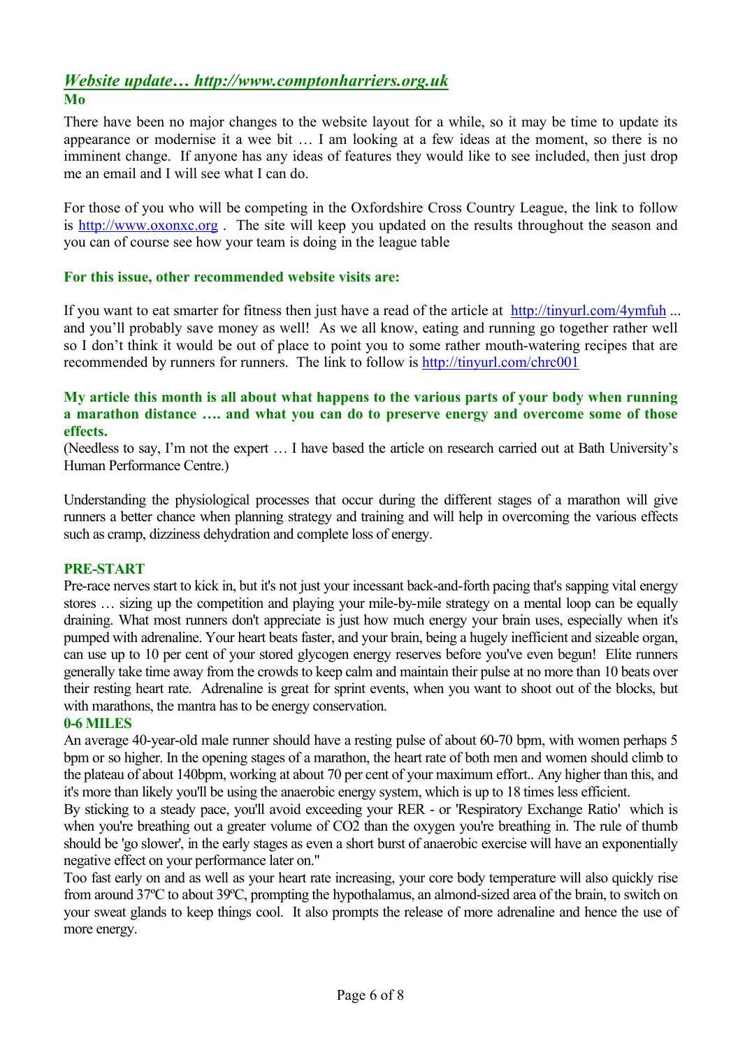## *Website update… http://www.comptonharriers.org.uk*

**Mo**

There have been no major changes to the website layout for a while, so it may be time to update its appearance or modernise it a wee bit … I am looking at a few ideas at the moment, so there is no imminent change. If anyone has any ideas of features they would like to see included, then just drop me an email and I will see what I can do.

For those of you who will be competing in the Oxfordshire Cross Country League, the link to follow is http://www.oxonxc.org . The site will keep you updated on the results throughout the season and you can of course see how your team is doing in the league table

**For this issue, other recommended website visits are:**

If you want to eat smarter for fitness then just have a read of the article at http://tinyurl.com/4ymfuh ... and you'll probably save money as well! As we all know, eating and running go together rather well so I don't think it would be out of place to point you to some rather mouth-watering recipes that are recommended by runners for runners. The link to follow is http://tinyurl.com/chrc001

**My article this month is all about what happens to the various parts of your body when running a marathon distance …. and what you can do to preserve energy and overcome some of those effects.**

(Needless to say, I'm not the expert … I have based the article on research carried out at Bath University's Human Performance Centre.)

Understanding the physiological processes that occur during the different stages of a marathon will give runners a better chance when planning strategy and training and will help in overcoming the various effects such as cramp, dizziness dehydration and complete loss of energy.

**PRE-START**

Pre-race nerves start to kick in, but it's not just your incessant back-and-forth pacing that's sapping vital energy stores … sizing up the competition and playing your mile-by-mile strategy on a mental loop can be equally draining. What most runners don't appreciate is just how much energy your brain uses, especially when it's pumped with adrenaline. Your heart beats faster, and your brain, being a hugely inefficient and sizeable organ, can use up to 10 per cent of your stored glycogen energy reserves before you've even begun! Elite runners generally take time away from the crowds to keep calm and maintain their pulse at no more than 10 beats over their resting heart rate. Adrenaline is great for sprint events, when you want to shoot out of the blocks, but with marathons, the mantra has to be energy conservation.

**0-6 MILES**

An average 40-year-old male runner should have a resting pulse of about 60-70 bpm, with women perhaps 5 bpm or so higher. In the opening stages of a marathon, the heart rate of both men and women should climb to the plateau of about 140bpm, working at about 70 per cent of your maximum effort.. Any higher than this, and it's more than likely you'll be using the anaerobic energy system, which is up to 18 times less efficient.

By sticking to a steady pace, you'll avoid exceeding your RER - or 'Respiratory Exchange Ratio' which is when you're breathing out a greater volume of $CO_2$ than the oxygen you're breathing in. The rule of thumb should be 'go slower', in the early stages as even a short burst of anaerobic exercise will have an exponentially negative effect on your performance later on."

Too fast early on and as well as your heart rate increasing, your core body temperature will also quickly rise from around 37ºC to about 39ºC, prompting the hypothalamus, an almond-sized area of the brain, to switch on your sweat glands to keep things cool. It also prompts the release of more adrenaline and hence the use of more energy.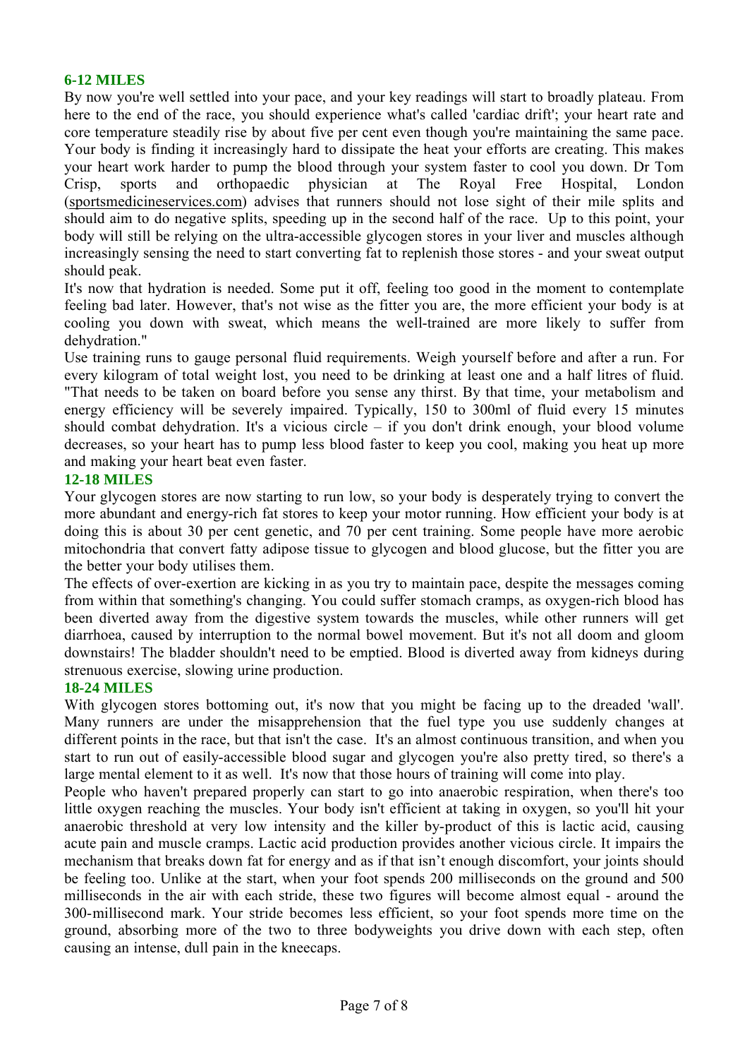## 6-12 MILES

By now you're well settled into your pace, and your key readings will start to broadly plateau. From here to the end of the race, you should experience what's called 'cardiac drift'; your heart rate and core temperature steadily rise by about five per cent even though you're maintaining the same pace. Your body is finding it increasingly hard to dissipate the heat your efforts are creating. This makes your heart work harder to pump the blood through your system faster to cool you down. Dr Tom Crisp, sports and orthopaedic physician at The Royal Free Hospital, London (sportsmedicineservices.com) advises that runners should not lose sight of their mile splits and should aim to do negative splits, speeding up in the second half of the race. Up to this point, your body will still be relying on the ultra-accessible glycogen stores in your liver and muscles although increasingly sensing the need to start converting fat to replenish those stores - and your sweat output should peak.

It's now that hydration is needed. Some put it off, feeling too good in the moment to contemplate feeling bad later. However, that's not wise as the fitter you are, the more efficient your body is at cooling you down with sweat, which means the well-trained are more likely to suffer from dehydration."

Use training runs to gauge personal fluid requirements. Weigh yourself before and after a run. For every kilogram of total weight lost, you need to be drinking at least one and a half litres of fluid. "That needs to be taken on board before you sense any thirst. By that time, your metabolism and energy efficiency will be severely impaired. Typically, 150 to 300ml of fluid every 15 minutes should combat dehydration. It's a vicious circle – if you don't drink enough, your blood volume decreases, so your heart has to pump less blood faster to keep you cool, making you heat up more and making your heart beat even faster.

## 12-18 MILES

Your glycogen stores are now starting to run low, so your body is desperately trying to convert the more abundant and energy-rich fat stores to keep your motor running. How efficient your body is at doing this is about 30 per cent genetic, and 70 per cent training. Some people have more aerobic mitochondria that convert fatty adipose tissue to glycogen and blood glucose, but the fitter you are the better your body utilises them.

The effects of over-exertion are kicking in as you try to maintain pace, despite the messages coming from within that something's changing. You could suffer stomach cramps, as oxygen-rich blood has been diverted away from the digestive system towards the muscles, while other runners will get diarrhoea, caused by interruption to the normal bowel movement. But it's not all doom and gloom downstairs! The bladder shouldn't need to be emptied. Blood is diverted away from kidneys during strenuous exercise, slowing urine production.

## 18-24 MILES

With glycogen stores bottoming out, it's now that you might be facing up to the dreaded 'wall'. Many runners are under the misapprehension that the fuel type you use suddenly changes at different points in the race, but that isn't the case. It's an almost continuous transition, and when you start to run out of easily-accessible blood sugar and glycogen you're also pretty tired, so there's a large mental element to it as well. It's now that those hours of training will come into play.

People who haven't prepared properly can start to go into anaerobic respiration, when there's too little oxygen reaching the muscles. Your body isn't efficient at taking in oxygen, so you'll hit your anaerobic threshold at very low intensity and the killer by-product of this is lactic acid, causing acute pain and muscle cramps. Lactic acid production provides another vicious circle. It impairs the mechanism that breaks down fat for energy and as if that isn't enough discomfort, your joints should be feeling too. Unlike at the start, when your foot spends 200 milliseconds on the ground and 500 milliseconds in the air with each stride, these two figures will become almost equal - around the 300-millisecond mark. Your stride becomes less efficient, so your foot spends more time on the ground, absorbing more of the two to three bodyweights you drive down with each step, often causing an intense, dull pain in the kneecaps.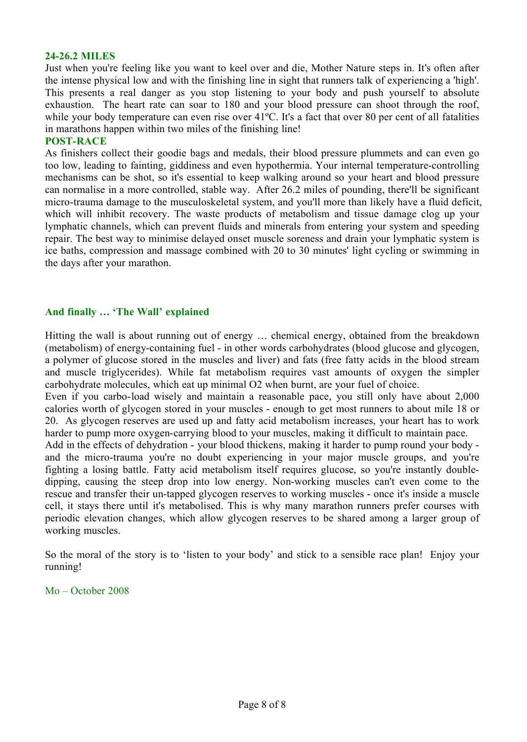### 24-26.2 MILES

Just when you're feeling like you want to keel over and die, Mother Nature steps in. It's often after the intense physical low and with the finishing line in sight that runners talk of experiencing a 'high'. This presents a real danger as you stop listening to your body and push yourself to absolute exhaustion. The heart rate can soar to 180 and your blood pressure can shoot through the roof, while your body temperature can even rise over 41ºC. It's a fact that over 80 per cent of all fatalities in marathons happen within two miles of the finishing line!

### POST-RACE

As finishers collect their goodie bags and medals, their blood pressure plummets and can even go too low, leading to fainting, giddiness and even hypothermia. Your internal temperature-controlling mechanisms can be shot, so it's essential to keep walking around so your heart and blood pressure can normalise in a more controlled, stable way. After 26.2 miles of pounding, there'll be significant micro-trauma damage to the musculoskeletal system, and you'll more than likely have a fluid deficit, which will inhibit recovery. The waste products of metabolism and tissue damage clog up your lymphatic channels, which can prevent fluids and minerals from entering your system and speeding repair. The best way to minimise delayed onset muscle soreness and drain your lymphatic system is ice baths, compression and massage combined with 20 to 30 minutes' light cycling or swimming in the days after your marathon.

### And finally … 'The Wall' explained

Hitting the wall is about running out of energy … chemical energy, obtained from the breakdown (metabolism) of energy-containing fuel - in other words carbohydrates (blood glucose and glycogen, a polymer of glucose stored in the muscles and liver) and fats (free fatty acids in the blood stream and muscle triglycerides). While fat metabolism requires vast amounts of oxygen the simpler carbohydrate molecules, which eat up minimal $O_2$ when burnt, are your fuel of choice.

Even if you carbo-load wisely and maintain a reasonable pace, you still only have about 2,000 calories worth of glycogen stored in your muscles - enough to get most runners to about mile 18 or 20. As glycogen reserves are used up and fatty acid metabolism increases, your heart has to work harder to pump more oxygen-carrying blood to your muscles, making it difficult to maintain pace.

Add in the effects of dehydration - your blood thickens, making it harder to pump round your body - and the micro-trauma you're no doubt experiencing in your major muscle groups, and you're fighting a losing battle. Fatty acid metabolism itself requires glucose, so you're instantly double-dipping, causing the steep drop into low energy. Non-working muscles can't even come to the rescue and transfer their un-tapped glycogen reserves to working muscles - once it's inside a muscle cell, it stays there until it's metabolised. This is why many marathon runners prefer courses with periodic elevation changes, which allow glycogen reserves to be shared among a larger group of working muscles.

So the moral of the story is to 'listen to your body' and stick to a sensible race plan! Enjoy your running!

Mo – October 2008